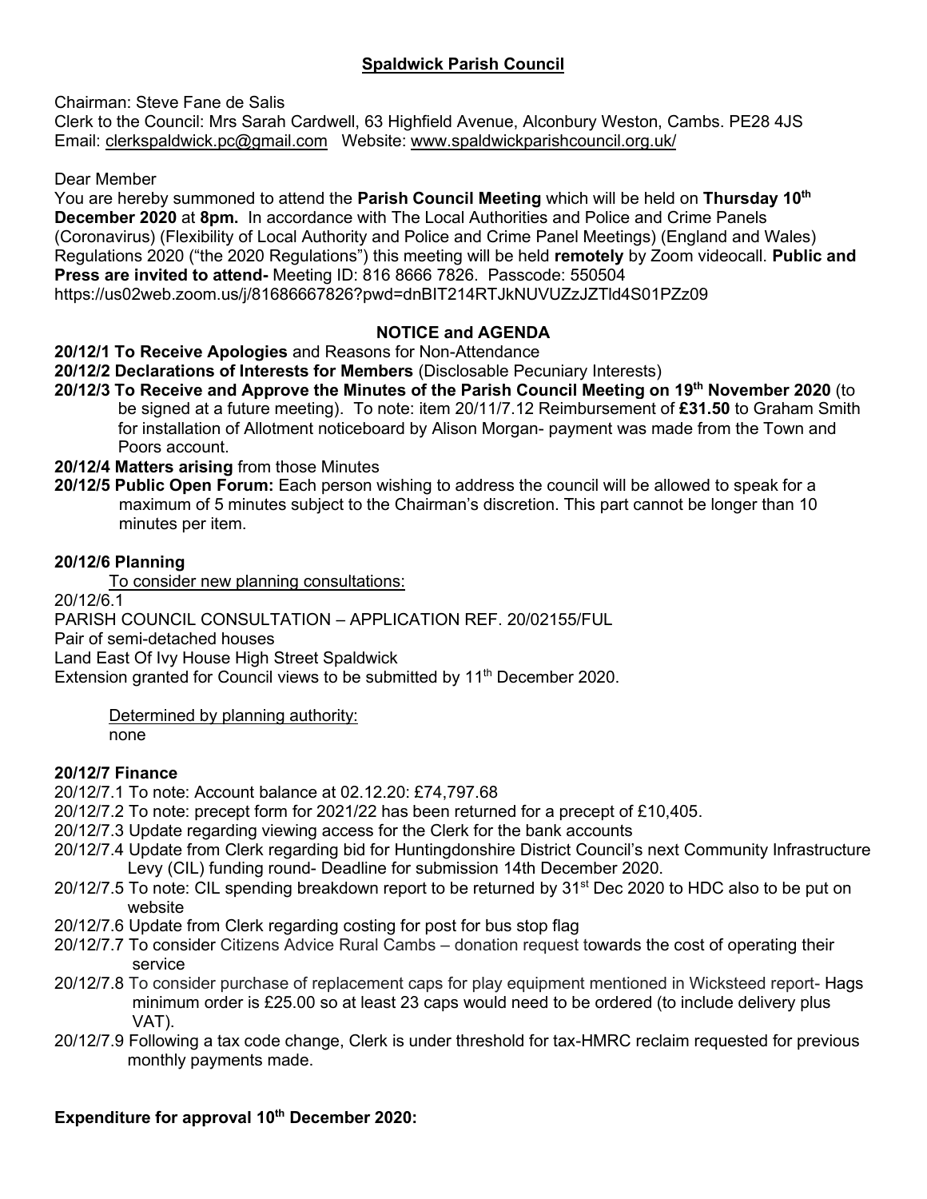## Spaldwick Parish Council

Chairman: Steve Fane de Salis
Clerk to the Council: Mrs Sarah Cardwell, 63 Highfield Avenue, Alconbury Weston, Cambs. PE28 4JS
Email: clerkspaldwick.pc@gmail.com Website: www.spaldwickparishcouncil.org.uk/

Dear Member
You are hereby summoned to attend the **Parish Council Meeting** which will be held on **Thursday 10th December 2020** at **8pm.** In accordance with The Local Authorities and Police and Crime Panels (Coronavirus) (Flexibility of Local Authority and Police and Crime Panel Meetings) (England and Wales) Regulations 2020 ("the 2020 Regulations") this meeting will be held **remotely** by Zoom videocall. **Public and Press are invited to attend-** Meeting ID: 816 8666 7826. Passcode: 550504
https://us02web.zoom.us/j/81686667826?pwd=dnBIT214RTJkNUVUZzJZTld4S01PZz09

### NOTICE and AGENDA

**20/12/1 To Receive Apologies** and Reasons for Non-Attendance
**20/12/2 Declarations of Interests for Members** (Disclosable Pecuniary Interests)
**20/12/3 To Receive and Approve the Minutes of the Parish Council Meeting on 19th November 2020** (to be signed at a future meeting). To note: item 20/11/7.12 Reimbursement of **£31.50** to Graham Smith for installation of Allotment noticeboard by Alison Morgan- payment was made from the Town and Poors account.
**20/12/4 Matters arising** from those Minutes
**20/12/5 Public Open Forum:** Each person wishing to address the council will be allowed to speak for a maximum of 5 minutes subject to the Chairman's discretion. This part cannot be longer than 10 minutes per item.

### 20/12/6 Planning

To consider new planning consultations:

20/12/6.1
PARISH COUNCIL CONSULTATION – APPLICATION REF. 20/02155/FUL
Pair of semi-detached houses
Land East Of Ivy House High Street Spaldwick
Extension granted for Council views to be submitted by 11th December 2020.

Determined by planning authority:
none

### 20/12/7 Finance

20/12/7.1 To note: Account balance at 02.12.20: £74,797.68
20/12/7.2 To note: precept form for 2021/22 has been returned for a precept of £10,405.
20/12/7.3 Update regarding viewing access for the Clerk for the bank accounts
20/12/7.4 Update from Clerk regarding bid for Huntingdonshire District Council's next Community Infrastructure Levy (CIL) funding round- Deadline for submission 14th December 2020.
20/12/7.5 To note: CIL spending breakdown report to be returned by 31st Dec 2020 to HDC also to be put on website
20/12/7.6 Update from Clerk regarding costing for post for bus stop flag
20/12/7.7 To consider Citizens Advice Rural Cambs – donation request towards the cost of operating their service
20/12/7.8 To consider purchase of replacement caps for play equipment mentioned in Wicksteed report- Hags minimum order is £25.00 so at least 23 caps would need to be ordered (to include delivery plus VAT).
20/12/7.9 Following a tax code change, Clerk is under threshold for tax-HMRC reclaim requested for previous monthly payments made.

**Expenditure for approval 10th December 2020:**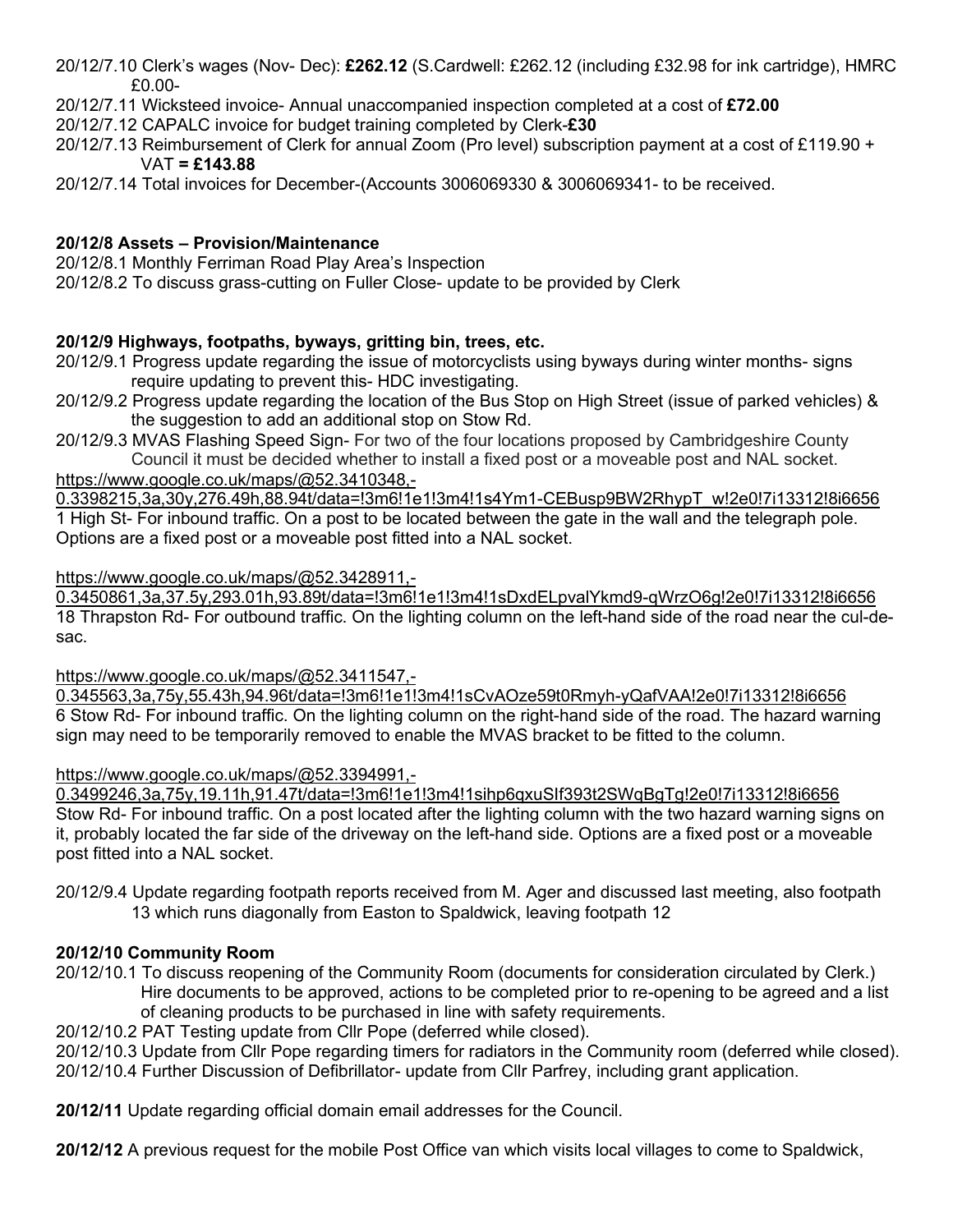20/12/7.10 Clerk's wages (Nov- Dec): **£262.12** (S.Cardwell: £262.12 (including £32.98 for ink cartridge), HMRC £0.00-

20/12/7.11 Wicksteed invoice- Annual unaccompanied inspection completed at a cost of **£72.00**

20/12/7.12 CAPALC invoice for budget training completed by Clerk-**£30**

20/12/7.13 Reimbursement of Clerk for annual Zoom (Pro level) subscription payment at a cost of £119.90 + VAT **= £143.88**

20/12/7.14 Total invoices for December-(Accounts 3006069330 & 3006069341- to be received.

**20/12/8 Assets – Provision/Maintenance**

20/12/8.1 Monthly Ferriman Road Play Area's Inspection

20/12/8.2 To discuss grass-cutting on Fuller Close- update to be provided by Clerk

**20/12/9 Highways, footpaths, byways, gritting bin, trees, etc.**

20/12/9.1 Progress update regarding the issue of motorcyclists using byways during winter months- signs require updating to prevent this- HDC investigating.

20/12/9.2 Progress update regarding the location of the Bus Stop on High Street (issue of parked vehicles) & the suggestion to add an additional stop on Stow Rd.

20/12/9.3 MVAS Flashing Speed Sign- For two of the four locations proposed by Cambridgeshire County Council it must be decided whether to install a fixed post or a moveable post and NAL socket.

https://www.google.co.uk/maps/@52.3410348,-0.3398215,3a,30y,276.49h,88.94t/data=!3m6!1e1!3m4!1s4Ym1-CEBusp9BW2RhypT_w!2e0!7i13312!8i6656
1 High St- For inbound traffic. On a post to be located between the gate in the wall and the telegraph pole. Options are a fixed post or a moveable post fitted into a NAL socket.

https://www.google.co.uk/maps/@52.3428911,-0.3450861,3a,37.5y,293.01h,93.89t/data=!3m6!1e1!3m4!1sDxdELpvalYkmd9-qWrzO6g!2e0!7i13312!8i6656
18 Thrapston Rd- For outbound traffic. On the lighting column on the left-hand side of the road near the cul-de-sac.

https://www.google.co.uk/maps/@52.3411547,-0.345563,3a,75y,55.43h,94.96t/data=!3m6!1e1!3m4!1sCvAOze59t0Rmyh-yQafVAA!2e0!7i13312!8i6656
6 Stow Rd- For inbound traffic. On the lighting column on the right-hand side of the road. The hazard warning sign may need to be temporarily removed to enable the MVAS bracket to be fitted to the column.

https://www.google.co.uk/maps/@52.3394991,-0.3499246,3a,75y,19.11h,91.47t/data=!3m6!1e1!3m4!1sihp6qxuSIf393t2SWqBgTg!2e0!7i13312!8i6656
Stow Rd- For inbound traffic. On a post located after the lighting column with the two hazard warning signs on it, probably located the far side of the driveway on the left-hand side. Options are a fixed post or a moveable post fitted into a NAL socket.

20/12/9.4 Update regarding footpath reports received from M. Ager and discussed last meeting, also footpath 13 which runs diagonally from Easton to Spaldwick, leaving footpath 12

**20/12/10 Community Room**

20/12/10.1 To discuss reopening of the Community Room (documents for consideration circulated by Clerk.) Hire documents to be approved, actions to be completed prior to re-opening to be agreed and a list of cleaning products to be purchased in line with safety requirements.

20/12/10.2 PAT Testing update from Cllr Pope (deferred while closed).

20/12/10.3 Update from Cllr Pope regarding timers for radiators in the Community room (deferred while closed).

20/12/10.4 Further Discussion of Defibrillator- update from Cllr Parfrey, including grant application.

**20/12/11** Update regarding official domain email addresses for the Council.

**20/12/12** A previous request for the mobile Post Office van which visits local villages to come to Spaldwick,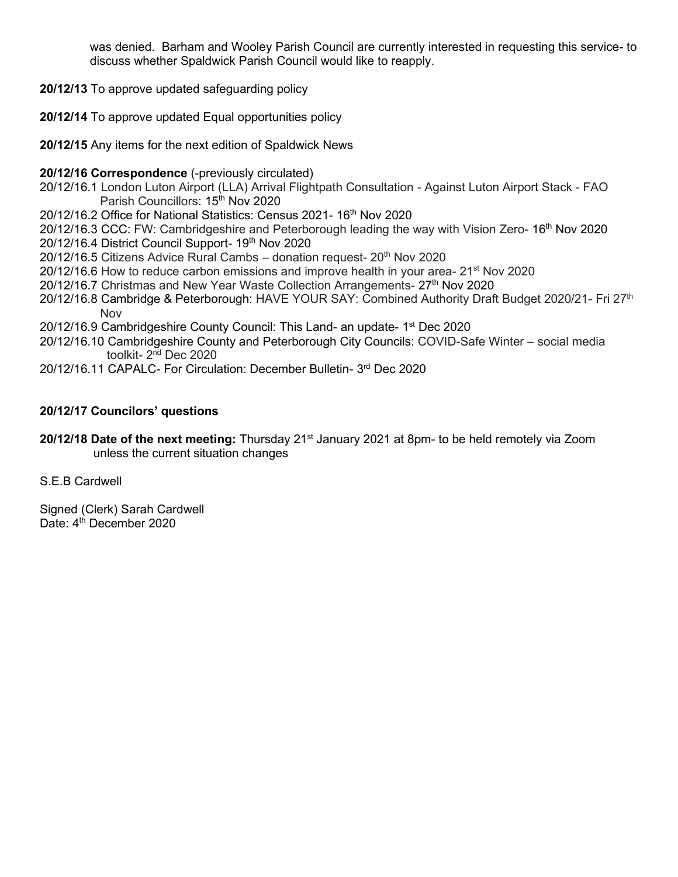was denied. Barham and Wooley Parish Council are currently interested in requesting this service- to discuss whether Spaldwick Parish Council would like to reapply.

**20/12/13** To approve updated safeguarding policy

**20/12/14** To approve updated Equal opportunities policy

**20/12/15** Any items for the next edition of Spaldwick News

**20/12/16 Correspondence** (-previously circulated)

20/12/16.1 London Luton Airport (LLA) Arrival Flightpath Consultation - Against Luton Airport Stack - FAO Parish Councillors: 15th Nov 2020
20/12/16.2 Office for National Statistics: Census 2021- 16th Nov 2020
20/12/16.3 CCC: FW: Cambridgeshire and Peterborough leading the way with Vision Zero- 16th Nov 2020
20/12/16.4 District Council Support- 19th Nov 2020
20/12/16.5 Citizens Advice Rural Cambs – donation request- 20th Nov 2020
20/12/16.6 How to reduce carbon emissions and improve health in your area- 21st Nov 2020
20/12/16.7 Christmas and New Year Waste Collection Arrangements- 27th Nov 2020
20/12/16.8 Cambridge & Peterborough: HAVE YOUR SAY: Combined Authority Draft Budget 2020/21- Fri 27th Nov
20/12/16.9 Cambridgeshire County Council: This Land- an update- 1st Dec 2020
20/12/16.10 Cambridgeshire County and Peterborough City Councils: COVID-Safe Winter – social media toolkit- 2nd Dec 2020
20/12/16.11 CAPALC- For Circulation: December Bulletin- 3rd Dec 2020

**20/12/17 Councilors' questions**

**20/12/18 Date of the next meeting:** Thursday 21st January 2021 at 8pm- to be held remotely via Zoom unless the current situation changes

S.E.B Cardwell

Signed (Clerk) Sarah Cardwell
Date: 4th December 2020